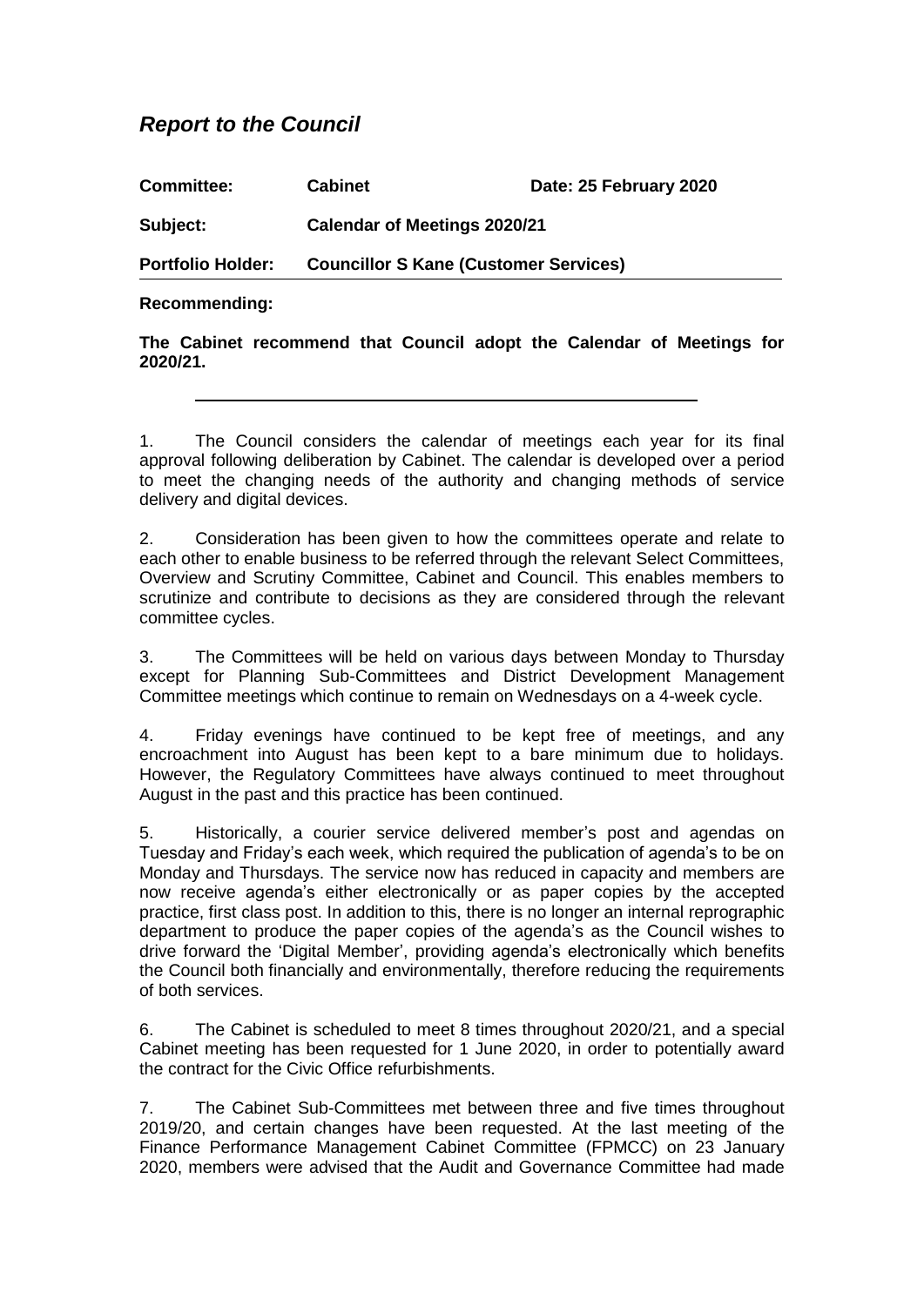# *Report to the Council*

| | | |
|---|---|---|
| **Committee:** | **Cabinet** | **Date: 25 February 2020** |
| **Subject:** | **Calendar of Meetings 2020/21** | |
| **Portfolio Holder:** | **Councillor S Kane (Customer Services)** | |

**Recommending:**

**The Cabinet recommend that Council adopt the Calendar of Meetings for 2020/21.**

---

1. The Council considers the calendar of meetings each year for its final approval following deliberation by Cabinet. The calendar is developed over a period to meet the changing needs of the authority and changing methods of service delivery and digital devices.

2. Consideration has been given to how the committees operate and relate to each other to enable business to be referred through the relevant Select Committees, Overview and Scrutiny Committee, Cabinet and Council. This enables members to scrutinize and contribute to decisions as they are considered through the relevant committee cycles.

3. The Committees will be held on various days between Monday to Thursday except for Planning Sub-Committees and District Development Management Committee meetings which continue to remain on Wednesdays on a 4-week cycle.

4. Friday evenings have continued to be kept free of meetings, and any encroachment into August has been kept to a bare minimum due to holidays. However, the Regulatory Committees have always continued to meet throughout August in the past and this practice has been continued.

5. Historically, a courier service delivered member's post and agendas on Tuesday and Friday's each week, which required the publication of agenda's to be on Monday and Thursdays. The service now has reduced in capacity and members are now receive agenda's either electronically or as paper copies by the accepted practice, first class post. In addition to this, there is no longer an internal reprographic department to produce the paper copies of the agenda's as the Council wishes to drive forward the 'Digital Member', providing agenda's electronically which benefits the Council both financially and environmentally, therefore reducing the requirements of both services.

6. The Cabinet is scheduled to meet 8 times throughout 2020/21, and a special Cabinet meeting has been requested for 1 June 2020, in order to potentially award the contract for the Civic Office refurbishments.

7. The Cabinet Sub-Committees met between three and five times throughout 2019/20, and certain changes have been requested. At the last meeting of the Finance Performance Management Cabinet Committee (FPMCC) on 23 January 2020, members were advised that the Audit and Governance Committee had made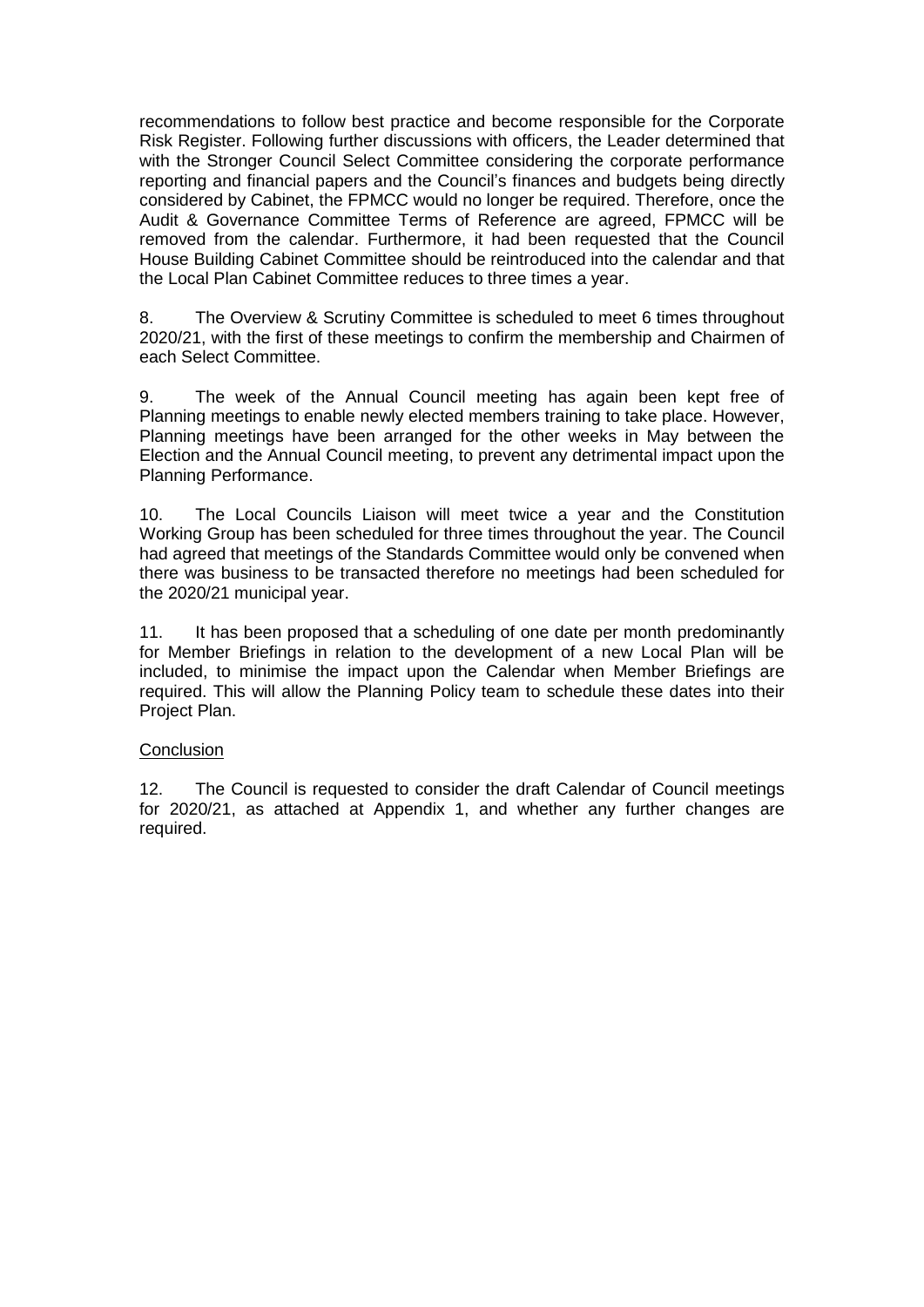recommendations to follow best practice and become responsible for the Corporate Risk Register. Following further discussions with officers, the Leader determined that with the Stronger Council Select Committee considering the corporate performance reporting and financial papers and the Council's finances and budgets being directly considered by Cabinet, the FPMCC would no longer be required. Therefore, once the Audit & Governance Committee Terms of Reference are agreed, FPMCC will be removed from the calendar. Furthermore, it had been requested that the Council House Building Cabinet Committee should be reintroduced into the calendar and that the Local Plan Cabinet Committee reduces to three times a year.

8. The Overview & Scrutiny Committee is scheduled to meet 6 times throughout 2020/21, with the first of these meetings to confirm the membership and Chairmen of each Select Committee.

9. The week of the Annual Council meeting has again been kept free of Planning meetings to enable newly elected members training to take place. However, Planning meetings have been arranged for the other weeks in May between the Election and the Annual Council meeting, to prevent any detrimental impact upon the Planning Performance.

10. The Local Councils Liaison will meet twice a year and the Constitution Working Group has been scheduled for three times throughout the year. The Council had agreed that meetings of the Standards Committee would only be convened when there was business to be transacted therefore no meetings had been scheduled for the 2020/21 municipal year.

11. It has been proposed that a scheduling of one date per month predominantly for Member Briefings in relation to the development of a new Local Plan will be included, to minimise the impact upon the Calendar when Member Briefings are required. This will allow the Planning Policy team to schedule these dates into their Project Plan.

Conclusion

12. The Council is requested to consider the draft Calendar of Council meetings for 2020/21, as attached at Appendix 1, and whether any further changes are required.